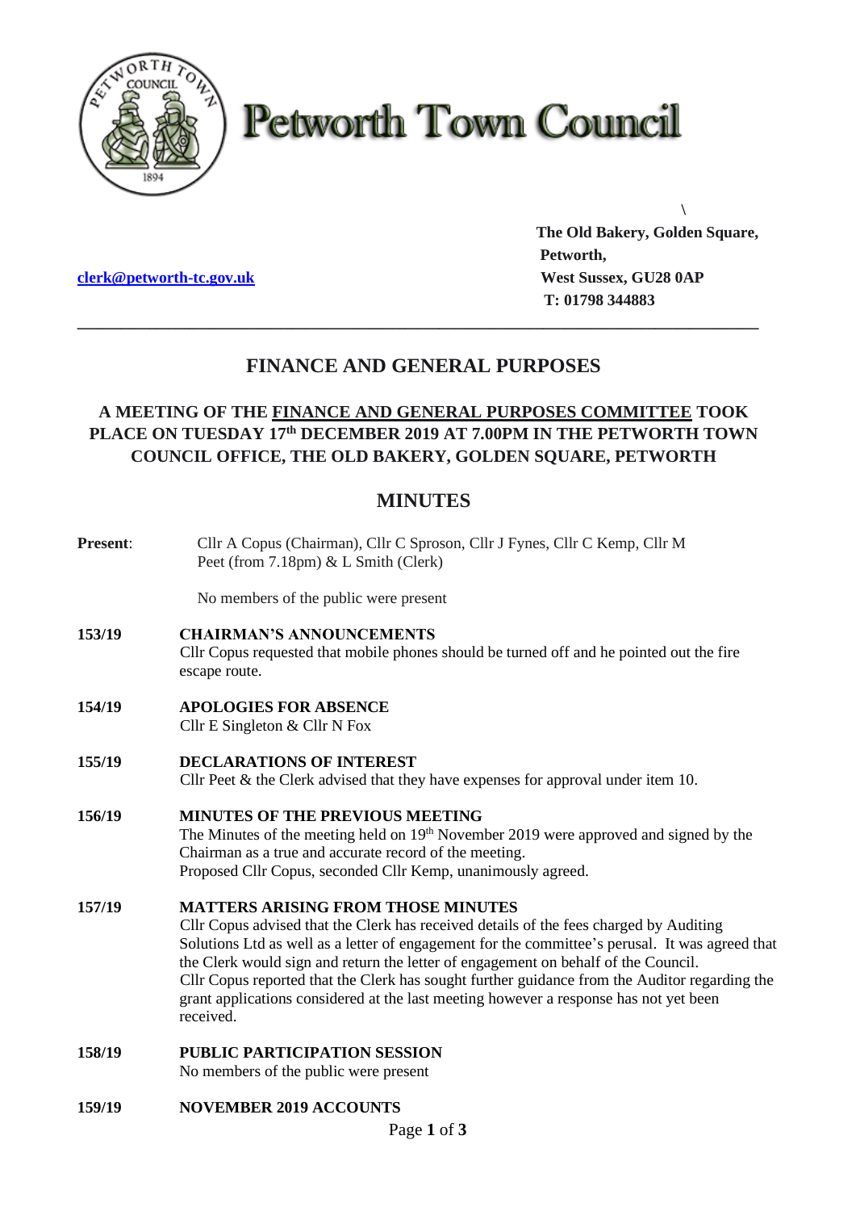# Petworth Town Council

\

The Old Bakery, Golden Square,
Petworth,
West Sussex, GU28 0AP
T: 01798 344883

clerk@petworth-tc.gov.uk

---

## FINANCE AND GENERAL PURPOSES

### A MEETING OF THE FINANCE AND GENERAL PURPOSES COMMITTEE TOOK PLACE ON TUESDAY 17th DECEMBER 2019 AT 7.00PM IN THE PETWORTH TOWN COUNCIL OFFICE, THE OLD BAKERY, GOLDEN SQUARE, PETWORTH

## MINUTES

**Present**: Cllr A Copus (Chairman), Cllr C Sproson, Cllr J Fynes, Cllr C Kemp, Cllr M Peet (from 7.18pm) & L Smith (Clerk)

No members of the public were present

**153/19 CHAIRMAN'S ANNOUNCEMENTS**
Cllr Copus requested that mobile phones should be turned off and he pointed out the fire escape route.

**154/19 APOLOGIES FOR ABSENCE**
Cllr E Singleton & Cllr N Fox

**155/19 DECLARATIONS OF INTEREST**
Cllr Peet & the Clerk advised that they have expenses for approval under item 10.

**156/19 MINUTES OF THE PREVIOUS MEETING**
The Minutes of the meeting held on 19th November 2019 were approved and signed by the Chairman as a true and accurate record of the meeting.
Proposed Cllr Copus, seconded Cllr Kemp, unanimously agreed.

**157/19 MATTERS ARISING FROM THOSE MINUTES**
Cllr Copus advised that the Clerk has received details of the fees charged by Auditing Solutions Ltd as well as a letter of engagement for the committee's perusal. It was agreed that the Clerk would sign and return the letter of engagement on behalf of the Council.
Cllr Copus reported that the Clerk has sought further guidance from the Auditor regarding the grant applications considered at the last meeting however a response has not yet been received.

**158/19 PUBLIC PARTICIPATION SESSION**
No members of the public were present

**159/19 NOVEMBER 2019 ACCOUNTS**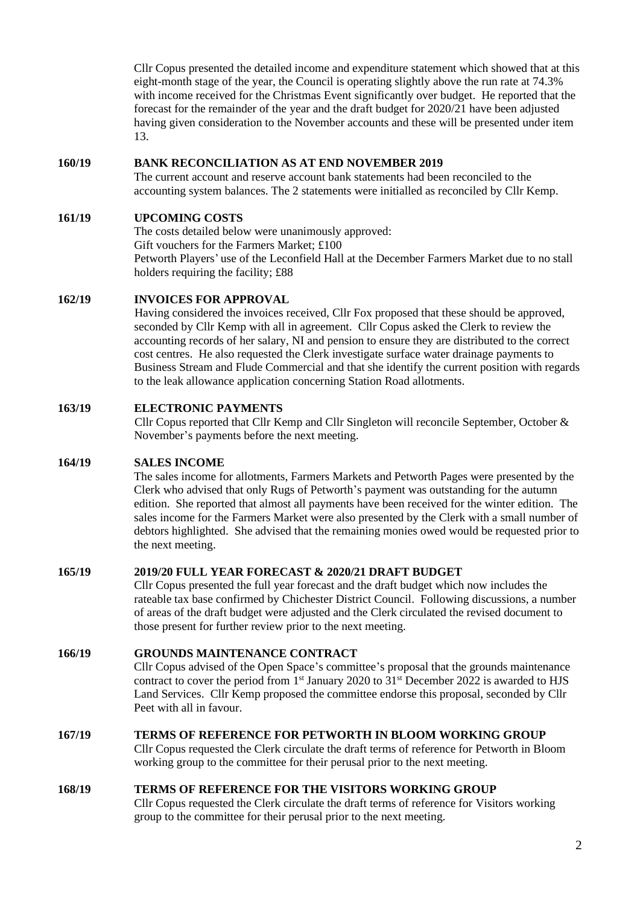Cllr Copus presented the detailed income and expenditure statement which showed that at this eight-month stage of the year, the Council is operating slightly above the run rate at 74.3% with income received for the Christmas Event significantly over budget. He reported that the forecast for the remainder of the year and the draft budget for 2020/21 have been adjusted having given consideration to the November accounts and these will be presented under item 13.

**160/19 BANK RECONCILIATION AS AT END NOVEMBER 2019**

The current account and reserve account bank statements had been reconciled to the accounting system balances. The 2 statements were initialled as reconciled by Cllr Kemp.

**161/19 UPCOMING COSTS**

The costs detailed below were unanimously approved:
Gift vouchers for the Farmers Market; £100
Petworth Players' use of the Leconfield Hall at the December Farmers Market due to no stall holders requiring the facility; £88

**162/19 INVOICES FOR APPROVAL**

Having considered the invoices received, Cllr Fox proposed that these should be approved, seconded by Cllr Kemp with all in agreement. Cllr Copus asked the Clerk to review the accounting records of her salary, NI and pension to ensure they are distributed to the correct cost centres. He also requested the Clerk investigate surface water drainage payments to Business Stream and Flude Commercial and that she identify the current position with regards to the leak allowance application concerning Station Road allotments.

**163/19 ELECTRONIC PAYMENTS**

Cllr Copus reported that Cllr Kemp and Cllr Singleton will reconcile September, October & November's payments before the next meeting.

**164/19 SALES INCOME**

The sales income for allotments, Farmers Markets and Petworth Pages were presented by the Clerk who advised that only Rugs of Petworth's payment was outstanding for the autumn edition. She reported that almost all payments have been received for the winter edition. The sales income for the Farmers Market were also presented by the Clerk with a small number of debtors highlighted. She advised that the remaining monies owed would be requested prior to the next meeting.

**165/19 2019/20 FULL YEAR FORECAST & 2020/21 DRAFT BUDGET**

Cllr Copus presented the full year forecast and the draft budget which now includes the rateable tax base confirmed by Chichester District Council. Following discussions, a number of areas of the draft budget were adjusted and the Clerk circulated the revised document to those present for further review prior to the next meeting.

**166/19 GROUNDS MAINTENANCE CONTRACT**

Cllr Copus advised of the Open Space's committee's proposal that the grounds maintenance contract to cover the period from 1st January 2020 to 31st December 2022 is awarded to HJS Land Services. Cllr Kemp proposed the committee endorse this proposal, seconded by Cllr Peet with all in favour.

**167/19 TERMS OF REFERENCE FOR PETWORTH IN BLOOM WORKING GROUP**

Cllr Copus requested the Clerk circulate the draft terms of reference for Petworth in Bloom working group to the committee for their perusal prior to the next meeting.

**168/19 TERMS OF REFERENCE FOR THE VISITORS WORKING GROUP**

Cllr Copus requested the Clerk circulate the draft terms of reference for Visitors working group to the committee for their perusal prior to the next meeting.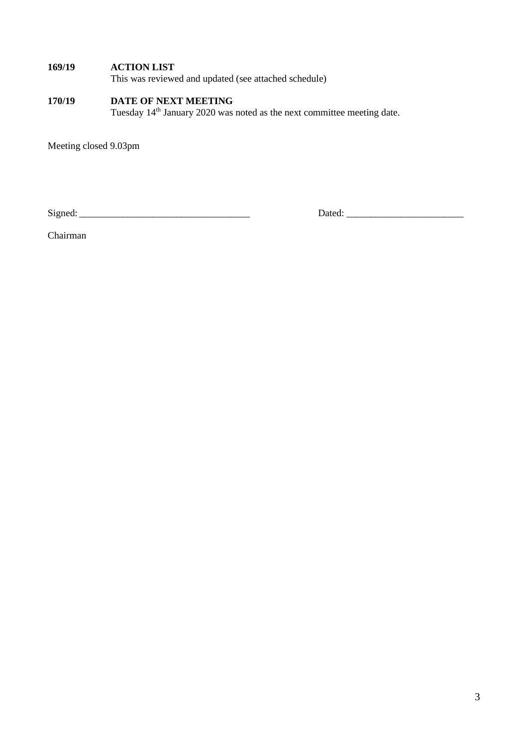**169/19** **ACTION LIST**

This was reviewed and updated (see attached schedule)

**170/19** **DATE OF NEXT MEETING**

Tuesday 14th January 2020 was noted as the next committee meeting date.

Meeting closed 9.03pm

Signed: ___________________________________ Dated: ________________________

Chairman